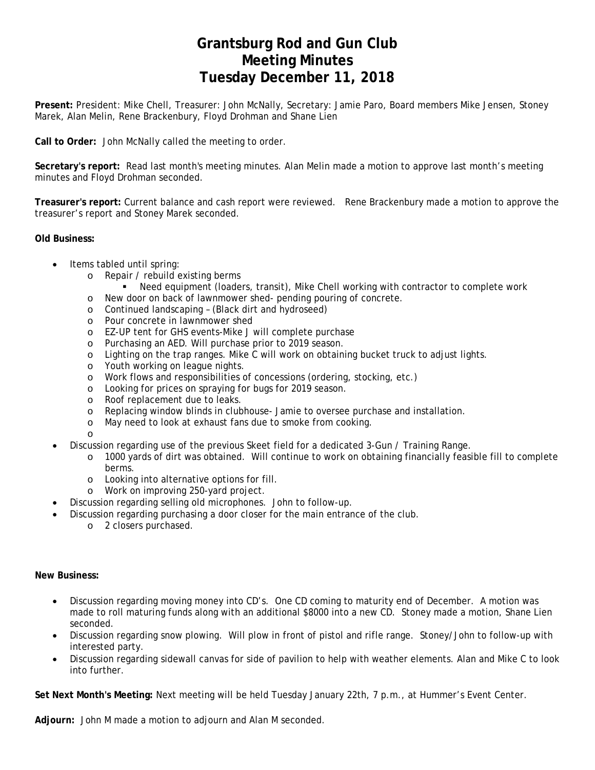# Grantsburg Rod and Gun Club
# Meeting Minutes
# Tuesday December 11, 2018

**Present:** President: Mike Chell, Treasurer: John McNally, Secretary: Jamie Paro, Board members Mike Jensen, Stoney Marek, Alan Melin, Rene Brackenbury, Floyd Drohman and Shane Lien

**Call to Order:** John McNally called the meeting to order.

**Secretary's report:** Read last month's meeting minutes. Alan Melin made a motion to approve last month's meeting minutes and Floyd Drohman seconded.

**Treasurer's report:** Current balance and cash report were reviewed. Rene Brackenbury made a motion to approve the treasurer's report and Stoney Marek seconded.

**Old Business:**

- Items tabled until spring:
  - Repair / rebuild existing berms
    - Need equipment (loaders, transit), Mike Chell working with contractor to complete work
  - New door on back of lawnmower shed- pending pouring of concrete.
  - Continued landscaping – (Black dirt and hydroseed)
  - Pour concrete in lawnmower shed
  - EZ-UP tent for GHS events-Mike J will complete purchase
  - Purchasing an AED. Will purchase prior to 2019 season.
  - Lighting on the trap ranges. Mike C will work on obtaining bucket truck to adjust lights.
  - Youth working on league nights.
  - Work flows and responsibilities of concessions (ordering, stocking, etc.)
  - Looking for prices on spraying for bugs for 2019 season.
  - Roof replacement due to leaks.
  - Replacing window blinds in clubhouse- Jamie to oversee purchase and installation.
  - May need to look at exhaust fans due to smoke from cooking.
  - 
- Discussion regarding use of the previous Skeet field for a dedicated 3-Gun / Training Range.
  - 1000 yards of dirt was obtained. Will continue to work on obtaining financially feasible fill to complete berms.
  - Looking into alternative options for fill.
  - Work on improving 250-yard project.
- Discussion regarding selling old microphones. John to follow-up.
- Discussion regarding purchasing a door closer for the main entrance of the club.
  - 2 closers purchased.

**New Business:**

- Discussion regarding moving money into CD's. One CD coming to maturity end of December. A motion was made to roll maturing funds along with an additional $8000 into a new CD. Stoney made a motion, Shane Lien seconded.
- Discussion regarding snow plowing. Will plow in front of pistol and rifle range. Stoney/John to follow-up with interested party.
- Discussion regarding sidewall canvas for side of pavilion to help with weather elements. Alan and Mike C to look into further.

**Set Next Month's Meeting:** Next meeting will be held Tuesday January 22th, 7 p.m., at Hummer's Event Center.

**Adjourn:** John M made a motion to adjourn and Alan M seconded.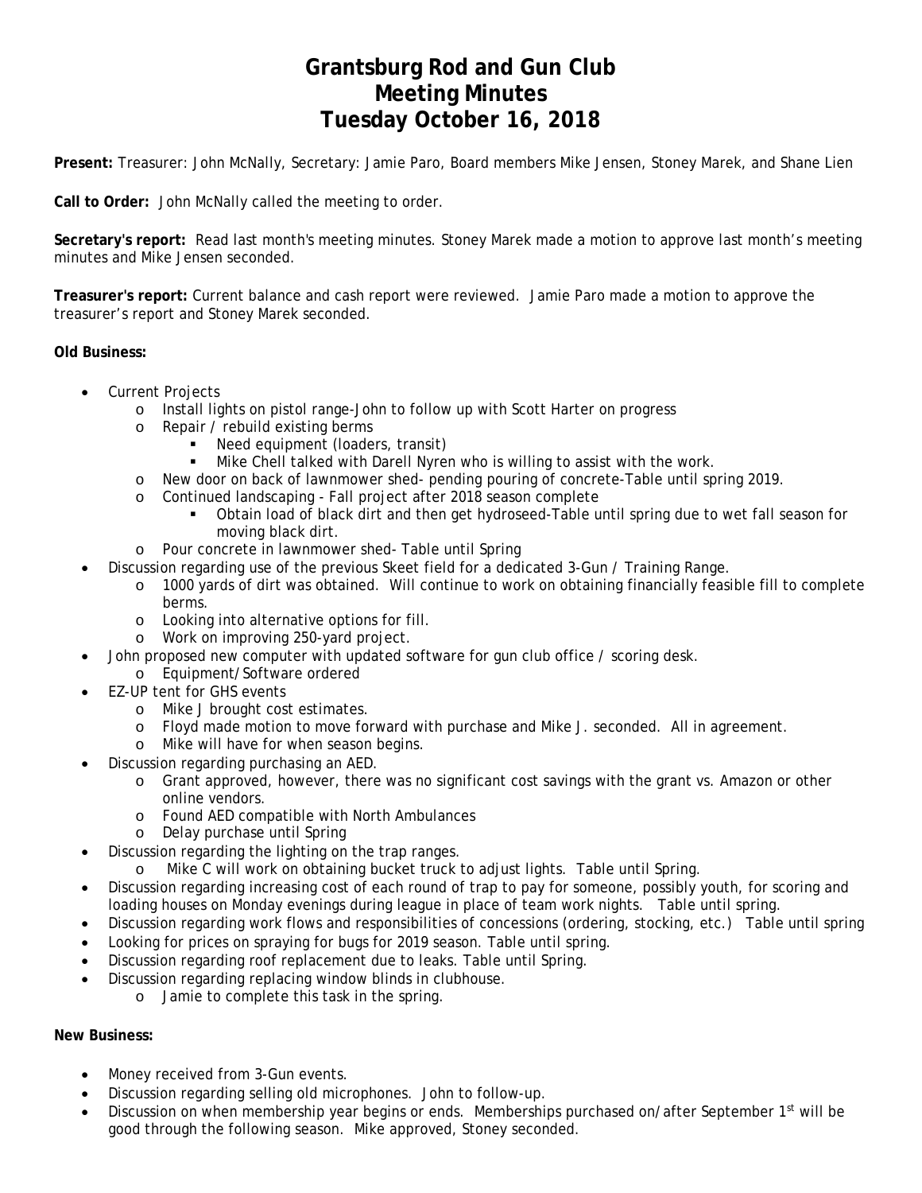# Grantsburg Rod and Gun Club
# Meeting Minutes
# Tuesday October 16, 2018

**Present:** Treasurer: John McNally, Secretary: Jamie Paro, Board members Mike Jensen, Stoney Marek, and Shane Lien

**Call to Order:** John McNally called the meeting to order.

**Secretary's report:** Read last month's meeting minutes. Stoney Marek made a motion to approve last month's meeting minutes and Mike Jensen seconded.

**Treasurer's report:** Current balance and cash report were reviewed. Jamie Paro made a motion to approve the treasurer's report and Stoney Marek seconded.

**Old Business:**

- Current Projects
  - Install lights on pistol range-John to follow up with Scott Harter on progress
  - Repair / rebuild existing berms
    - Need equipment (loaders, transit)
    - Mike Chell talked with Darell Nyren who is willing to assist with the work.
  - New door on back of lawnmower shed- pending pouring of concrete-Table until spring 2019.
  - Continued landscaping - Fall project after 2018 season complete
    - Obtain load of black dirt and then get hydroseed-Table until spring due to wet fall season for moving black dirt.
  - Pour concrete in lawnmower shed- Table until Spring
- Discussion regarding use of the previous Skeet field for a dedicated 3-Gun / Training Range.
  - 1000 yards of dirt was obtained. Will continue to work on obtaining financially feasible fill to complete berms.
  - Looking into alternative options for fill.
  - Work on improving 250-yard project.
- John proposed new computer with updated software for gun club office / scoring desk.
  - Equipment/Software ordered
- EZ-UP tent for GHS events
  - Mike J brought cost estimates.
  - Floyd made motion to move forward with purchase and Mike J. seconded. All in agreement.
  - Mike will have for when season begins.
- Discussion regarding purchasing an AED.
  - Grant approved, however, there was no significant cost savings with the grant vs. Amazon or other online vendors.
  - Found AED compatible with North Ambulances
  - Delay purchase until Spring
- Discussion regarding the lighting on the trap ranges.
  - Mike C will work on obtaining bucket truck to adjust lights. Table until Spring.
- Discussion regarding increasing cost of each round of trap to pay for someone, possibly youth, for scoring and loading houses on Monday evenings during league in place of team work nights. Table until spring.
- Discussion regarding work flows and responsibilities of concessions (ordering, stocking, etc.) Table until spring
- Looking for prices on spraying for bugs for 2019 season. Table until spring.
- Discussion regarding roof replacement due to leaks. Table until Spring.
- Discussion regarding replacing window blinds in clubhouse.
  - Jamie to complete this task in the spring.

**New Business:**

- Money received from 3-Gun events.
- Discussion regarding selling old microphones. John to follow-up.
- Discussion on when membership year begins or ends. Memberships purchased on/after September 1st will be good through the following season. Mike approved, Stoney seconded.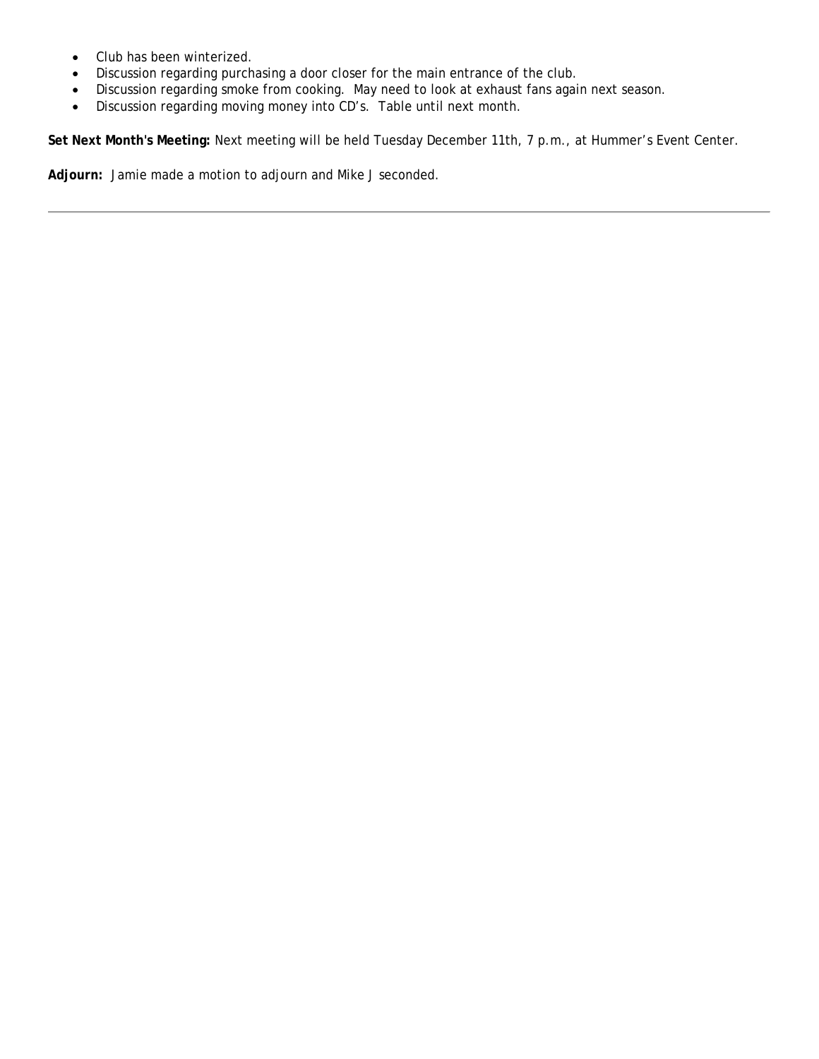- Club has been winterized.
- Discussion regarding purchasing a door closer for the main entrance of the club.
- Discussion regarding smoke from cooking. May need to look at exhaust fans again next season.
- Discussion regarding moving money into CD's. Table until next month.

**Set Next Month's Meeting:** Next meeting will be held Tuesday December 11th, 7 p.m., at Hummer's Event Center.

**Adjourn:** Jamie made a motion to adjourn and Mike J seconded.

---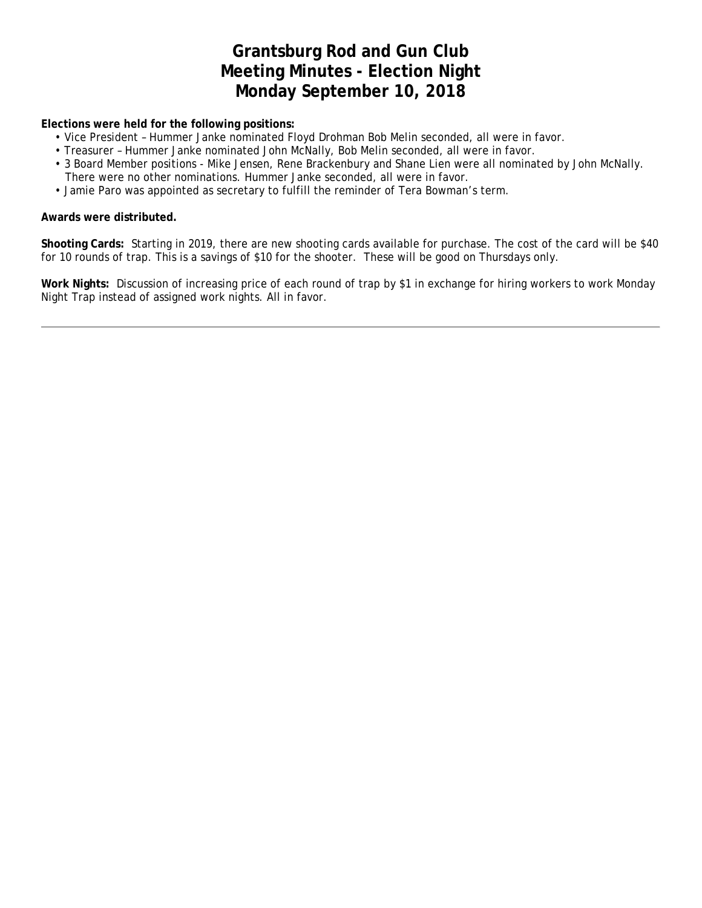# Grantsburg Rod and Gun Club
# Meeting Minutes - Election Night
# Monday September 10, 2018

**Elections were held for the following positions:**

- Vice President – Hummer Janke nominated Floyd Drohman Bob Melin seconded, all were in favor.
- Treasurer – Hummer Janke nominated John McNally, Bob Melin seconded, all were in favor.
- 3 Board Member positions - Mike Jensen, Rene Brackenbury and Shane Lien were all nominated by John McNally. There were no other nominations. Hummer Janke seconded, all were in favor.
- Jamie Paro was appointed as secretary to fulfill the reminder of Tera Bowman's term.

**Awards were distributed.**

**Shooting Cards:** Starting in 2019, there are new shooting cards available for purchase. The cost of the card will be $40 for 10 rounds of trap. This is a savings of $10 for the shooter. These will be good on Thursdays only.

**Work Nights:** Discussion of increasing price of each round of trap by $1 in exchange for hiring workers to work Monday Night Trap instead of assigned work nights. All in favor.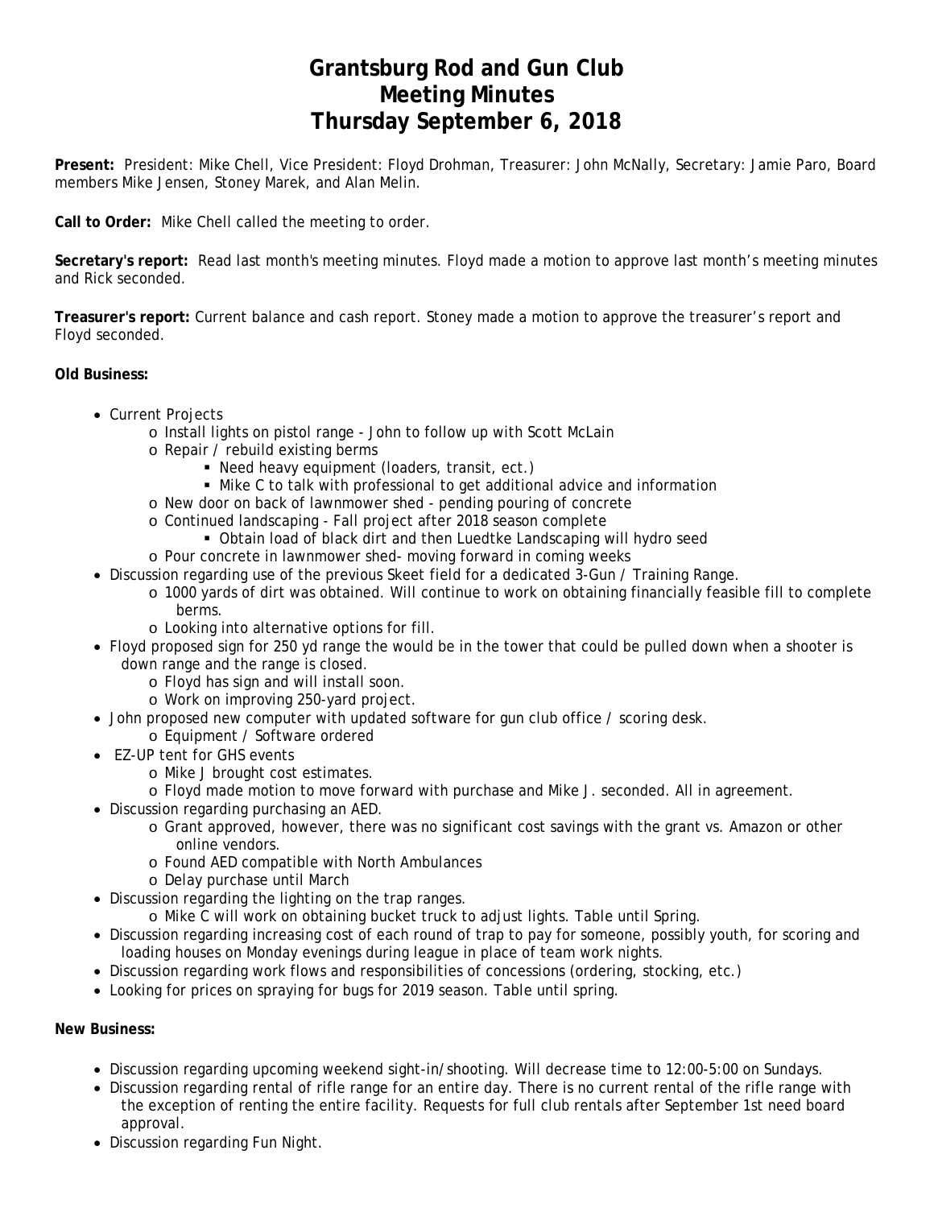# Grantsburg Rod and Gun Club
# Meeting Minutes
# Thursday September 6, 2018

**Present:** President: Mike Chell, Vice President: Floyd Drohman, Treasurer: John McNally, Secretary: Jamie Paro, Board members Mike Jensen, Stoney Marek, and Alan Melin.

**Call to Order:** Mike Chell called the meeting to order.

**Secretary's report:** Read last month's meeting minutes. Floyd made a motion to approve last month's meeting minutes and Rick seconded.

**Treasurer's report:** Current balance and cash report. Stoney made a motion to approve the treasurer's report and Floyd seconded.

**Old Business:**

- Current Projects
  - Install lights on pistol range - John to follow up with Scott McLain
  - Repair / rebuild existing berms
    - Need heavy equipment (loaders, transit, ect.)
    - Mike C to talk with professional to get additional advice and information
  - New door on back of lawnmower shed - pending pouring of concrete
  - Continued landscaping - Fall project after 2018 season complete
    - Obtain load of black dirt and then Luedtke Landscaping will hydro seed
  - Pour concrete in lawnmower shed- moving forward in coming weeks
- Discussion regarding use of the previous Skeet field for a dedicated 3-Gun / Training Range.
  - 1000 yards of dirt was obtained. Will continue to work on obtaining financially feasible fill to complete berms.
  - Looking into alternative options for fill.
- Floyd proposed sign for 250 yd range the would be in the tower that could be pulled down when a shooter is down range and the range is closed.
  - Floyd has sign and will install soon.
  - Work on improving 250-yard project.
- John proposed new computer with updated software for gun club office / scoring desk.
  - Equipment / Software ordered
- EZ-UP tent for GHS events
  - Mike J brought cost estimates.
  - Floyd made motion to move forward with purchase and Mike J. seconded. All in agreement.
- Discussion regarding purchasing an AED.
  - Grant approved, however, there was no significant cost savings with the grant vs. Amazon or other online vendors.
  - Found AED compatible with North Ambulances
  - Delay purchase until March
- Discussion regarding the lighting on the trap ranges.
  - Mike C will work on obtaining bucket truck to adjust lights. Table until Spring.
- Discussion regarding increasing cost of each round of trap to pay for someone, possibly youth, for scoring and loading houses on Monday evenings during league in place of team work nights.
- Discussion regarding work flows and responsibilities of concessions (ordering, stocking, etc.)
- Looking for prices on spraying for bugs for 2019 season. Table until spring.

**New Business:**

- Discussion regarding upcoming weekend sight-in/shooting. Will decrease time to 12:00-5:00 on Sundays.
- Discussion regarding rental of rifle range for an entire day. There is no current rental of the rifle range with the exception of renting the entire facility. Requests for full club rentals after September 1st need board approval.
- Discussion regarding Fun Night.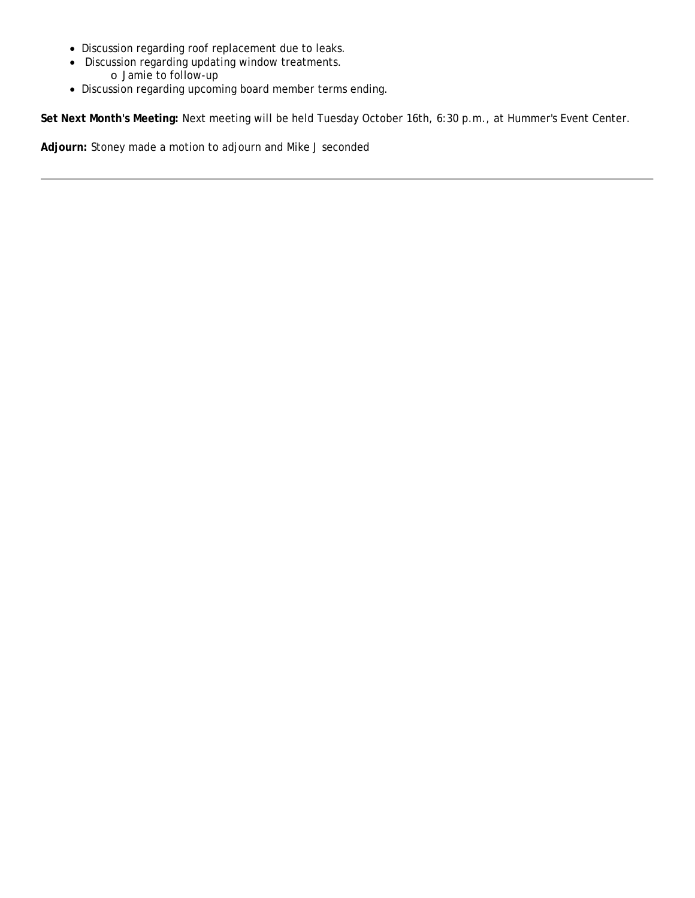- Discussion regarding roof replacement due to leaks.
- Discussion regarding updating window treatments.
    - Jamie to follow-up
- Discussion regarding upcoming board member terms ending.

**Set Next Month's Meeting:** Next meeting will be held Tuesday October 16th, 6:30 p.m., at Hummer's Event Center.

**Adjourn:** Stoney made a motion to adjourn and Mike J seconded

---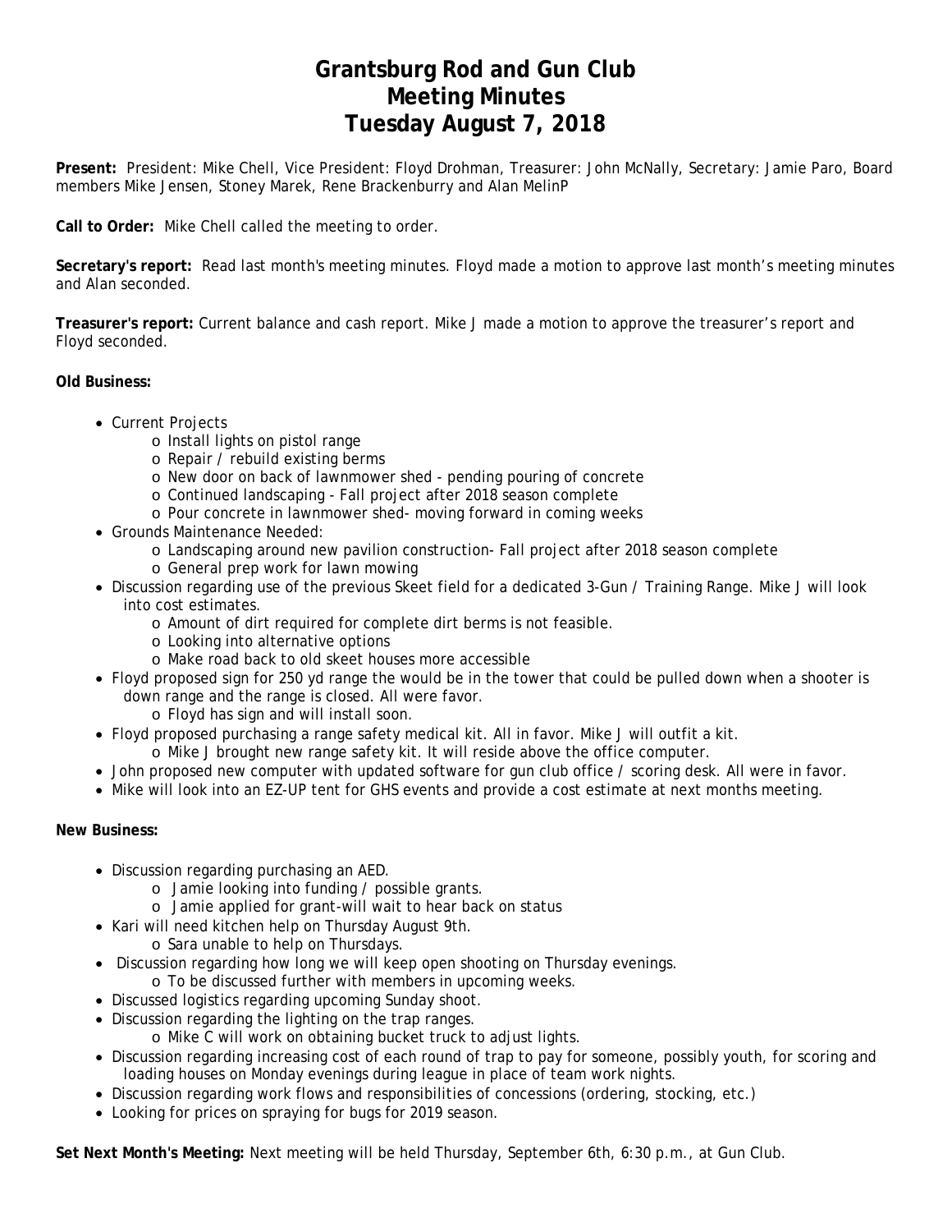# Grantsburg Rod and Gun Club
# Meeting Minutes
# Tuesday August 7, 2018

**Present:** President: Mike Chell, Vice President: Floyd Drohman, Treasurer: John McNally, Secretary: Jamie Paro, Board members Mike Jensen, Stoney Marek, Rene Brackenburry and Alan MelinP

**Call to Order:** Mike Chell called the meeting to order.

**Secretary's report:** Read last month's meeting minutes. Floyd made a motion to approve last month's meeting minutes and Alan seconded.

**Treasurer's report:** Current balance and cash report. Mike J made a motion to approve the treasurer's report and Floyd seconded.

**Old Business:**

- Current Projects
  - Install lights on pistol range
  - Repair / rebuild existing berms
  - New door on back of lawnmower shed - pending pouring of concrete
  - Continued landscaping - Fall project after 2018 season complete
  - Pour concrete in lawnmower shed- moving forward in coming weeks
- Grounds Maintenance Needed:
  - Landscaping around new pavilion construction- Fall project after 2018 season complete
  - General prep work for lawn mowing
- Discussion regarding use of the previous Skeet field for a dedicated 3-Gun / Training Range. Mike J will look into cost estimates.
  - Amount of dirt required for complete dirt berms is not feasible.
  - Looking into alternative options
  - Make road back to old skeet houses more accessible
- Floyd proposed sign for 250 yd range the would be in the tower that could be pulled down when a shooter is down range and the range is closed. All were favor.
  - Floyd has sign and will install soon.
- Floyd proposed purchasing a range safety medical kit. All in favor. Mike J will outfit a kit.
  - Mike J brought new range safety kit. It will reside above the office computer.
- John proposed new computer with updated software for gun club office / scoring desk. All were in favor.
- Mike will look into an EZ-UP tent for GHS events and provide a cost estimate at next months meeting.

**New Business:**

- Discussion regarding purchasing an AED.
  - Jamie looking into funding / possible grants.
  - Jamie applied for grant-will wait to hear back on status
- Kari will need kitchen help on Thursday August 9th.
  - Sara unable to help on Thursdays.
- Discussion regarding how long we will keep open shooting on Thursday evenings.
  - To be discussed further with members in upcoming weeks.
- Discussed logistics regarding upcoming Sunday shoot.
- Discussion regarding the lighting on the trap ranges.
  - Mike C will work on obtaining bucket truck to adjust lights.
- Discussion regarding increasing cost of each round of trap to pay for someone, possibly youth, for scoring and loading houses on Monday evenings during league in place of team work nights.
- Discussion regarding work flows and responsibilities of concessions (ordering, stocking, etc.)
- Looking for prices on spraying for bugs for 2019 season.

**Set Next Month's Meeting:** Next meeting will be held Thursday, September 6th, 6:30 p.m., at Gun Club.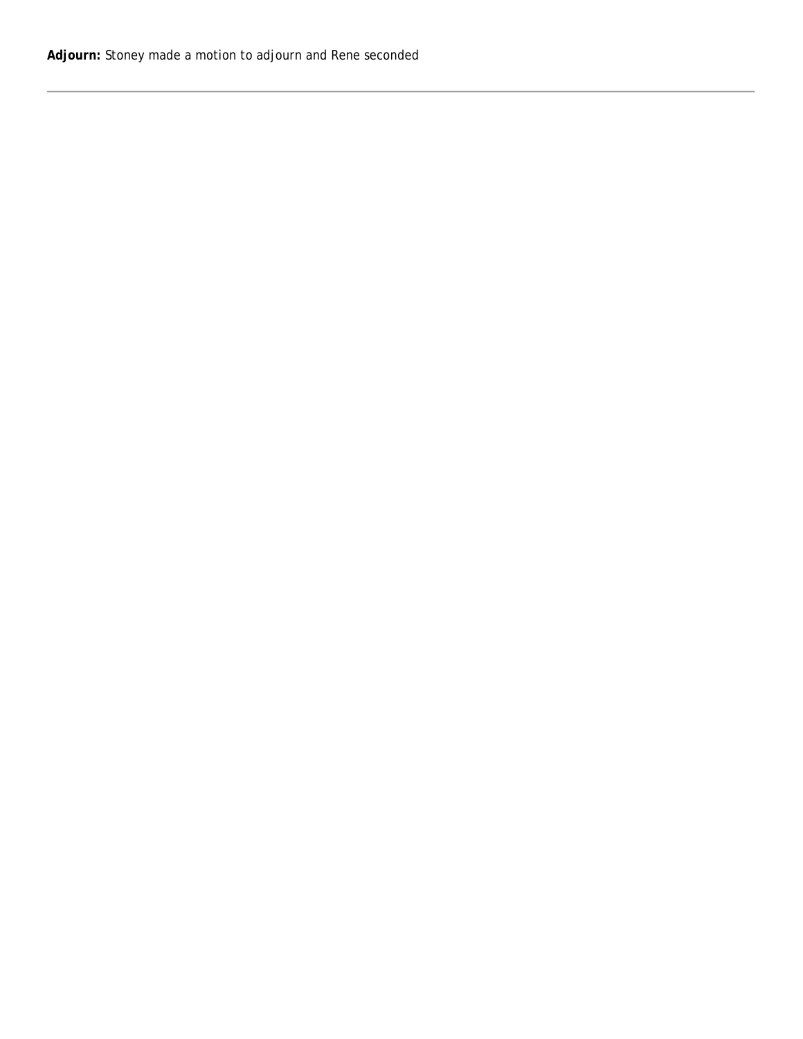**Adjourn:** Stoney made a motion to adjourn and Rene seconded

---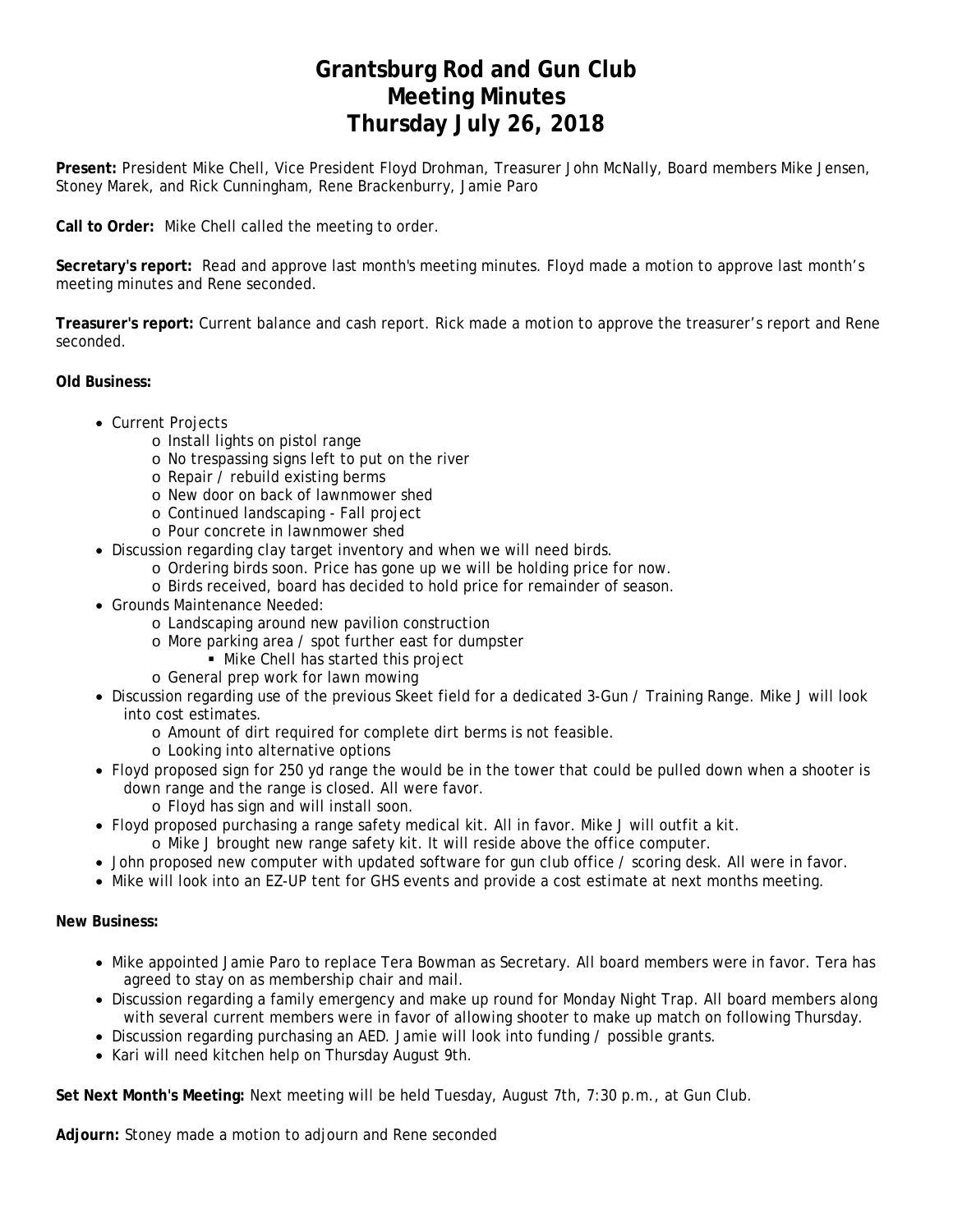# Grantsburg Rod and Gun Club
# Meeting Minutes
# Thursday July 26, 2018

**Present:** President Mike Chell, Vice President Floyd Drohman, Treasurer John McNally, Board members Mike Jensen, Stoney Marek, and Rick Cunningham, Rene Brackenburry, Jamie Paro

**Call to Order:** Mike Chell called the meeting to order.

**Secretary's report:** Read and approve last month's meeting minutes. Floyd made a motion to approve last month's meeting minutes and Rene seconded.

**Treasurer's report:** Current balance and cash report. Rick made a motion to approve the treasurer's report and Rene seconded.

**Old Business:**

- Current Projects
  - Install lights on pistol range
  - No trespassing signs left to put on the river
  - Repair / rebuild existing berms
  - New door on back of lawnmower shed
  - Continued landscaping - Fall project
  - Pour concrete in lawnmower shed
- Discussion regarding clay target inventory and when we will need birds.
  - Ordering birds soon. Price has gone up we will be holding price for now.
  - Birds received, board has decided to hold price for remainder of season.
- Grounds Maintenance Needed:
  - Landscaping around new pavilion construction
  - More parking area / spot further east for dumpster
    - Mike Chell has started this project
  - General prep work for lawn mowing
- Discussion regarding use of the previous Skeet field for a dedicated 3-Gun / Training Range. Mike J will look into cost estimates.
  - Amount of dirt required for complete dirt berms is not feasible.
  - Looking into alternative options
- Floyd proposed sign for 250 yd range the would be in the tower that could be pulled down when a shooter is down range and the range is closed. All were favor.
  - Floyd has sign and will install soon.
- Floyd proposed purchasing a range safety medical kit. All in favor. Mike J will outfit a kit.
  - Mike J brought new range safety kit. It will reside above the office computer.
- John proposed new computer with updated software for gun club office / scoring desk. All were in favor.
- Mike will look into an EZ-UP tent for GHS events and provide a cost estimate at next months meeting.

**New Business:**

- Mike appointed Jamie Paro to replace Tera Bowman as Secretary. All board members were in favor. Tera has agreed to stay on as membership chair and mail.
- Discussion regarding a family emergency and make up round for Monday Night Trap. All board members along with several current members were in favor of allowing shooter to make up match on following Thursday.
- Discussion regarding purchasing an AED. Jamie will look into funding / possible grants.
- Kari will need kitchen help on Thursday August 9th.

**Set Next Month's Meeting:** Next meeting will be held Tuesday, August 7th, 7:30 p.m., at Gun Club.

**Adjourn:** Stoney made a motion to adjourn and Rene seconded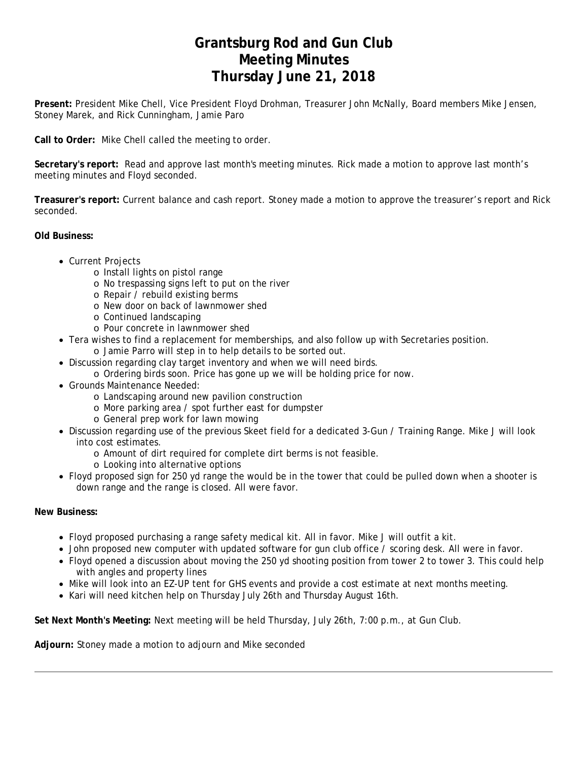# Grantsburg Rod and Gun Club
# Meeting Minutes
# Thursday June 21, 2018

**Present:** President Mike Chell, Vice President Floyd Drohman, Treasurer John McNally, Board members Mike Jensen, Stoney Marek, and Rick Cunningham, Jamie Paro

**Call to Order:** Mike Chell called the meeting to order.

**Secretary's report:** Read and approve last month's meeting minutes. Rick made a motion to approve last month's meeting minutes and Floyd seconded.

**Treasurer's report:** Current balance and cash report. Stoney made a motion to approve the treasurer's report and Rick seconded.

**Old Business:**

- Current Projects
  - Install lights on pistol range
  - No trespassing signs left to put on the river
  - Repair / rebuild existing berms
  - New door on back of lawnmower shed
  - Continued landscaping
  - Pour concrete in lawnmower shed
- Tera wishes to find a replacement for memberships, and also follow up with Secretaries position.
  - Jamie Parro will step in to help details to be sorted out.
- Discussion regarding clay target inventory and when we will need birds.
  - Ordering birds soon. Price has gone up we will be holding price for now.
- Grounds Maintenance Needed:
  - Landscaping around new pavilion construction
  - More parking area / spot further east for dumpster
  - General prep work for lawn mowing
- Discussion regarding use of the previous Skeet field for a dedicated 3-Gun / Training Range. Mike J will look into cost estimates.
  - Amount of dirt required for complete dirt berms is not feasible.
  - Looking into alternative options
- Floyd proposed sign for 250 yd range the would be in the tower that could be pulled down when a shooter is down range and the range is closed. All were favor.

**New Business:**

- Floyd proposed purchasing a range safety medical kit. All in favor. Mike J will outfit a kit.
- John proposed new computer with updated software for gun club office / scoring desk. All were in favor.
- Floyd opened a discussion about moving the 250 yd shooting position from tower 2 to tower 3. This could help with angles and property lines
- Mike will look into an EZ-UP tent for GHS events and provide a cost estimate at next months meeting.
- Kari will need kitchen help on Thursday July 26th and Thursday August 16th.

**Set Next Month's Meeting:** Next meeting will be held Thursday, July 26th, 7:00 p.m., at Gun Club.

**Adjourn:** Stoney made a motion to adjourn and Mike seconded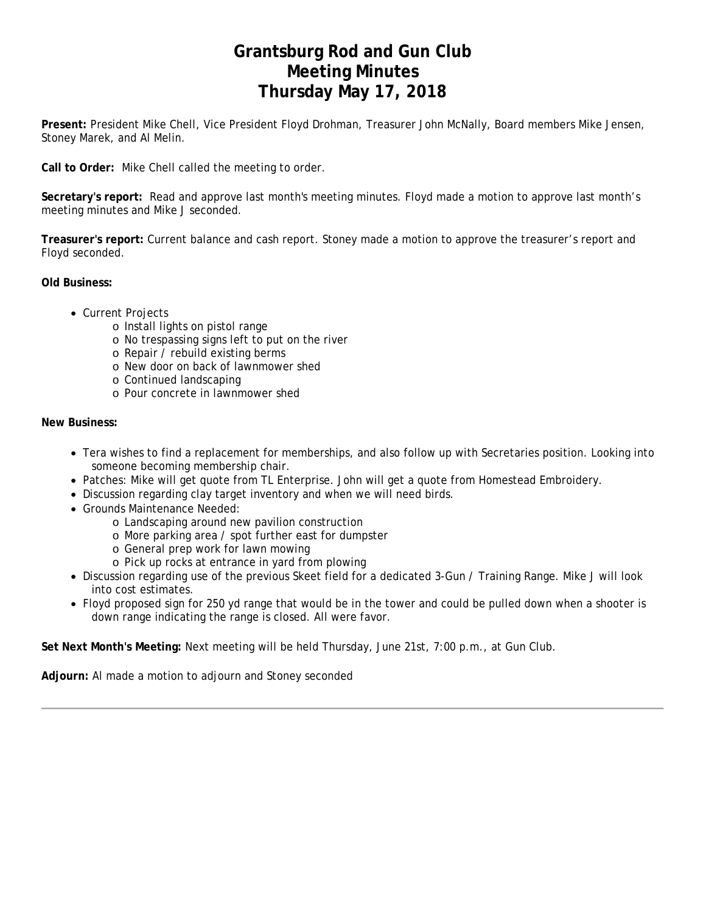# Grantsburg Rod and Gun Club
# Meeting Minutes
# Thursday May 17, 2018

**Present:** President Mike Chell, Vice President Floyd Drohman, Treasurer John McNally, Board members Mike Jensen, Stoney Marek, and Al Melin.

**Call to Order:** Mike Chell called the meeting to order.

**Secretary's report:** Read and approve last month's meeting minutes. Floyd made a motion to approve last month's meeting minutes and Mike J seconded.

**Treasurer's report:** Current balance and cash report. Stoney made a motion to approve the treasurer's report and Floyd seconded.

**Old Business:**

- Current Projects
  - Install lights on pistol range
  - No trespassing signs left to put on the river
  - Repair / rebuild existing berms
  - New door on back of lawnmower shed
  - Continued landscaping
  - Pour concrete in lawnmower shed

**New Business:**

- Tera wishes to find a replacement for memberships, and also follow up with Secretaries position. Looking into someone becoming membership chair.
- Patches: Mike will get quote from TL Enterprise. John will get a quote from Homestead Embroidery.
- Discussion regarding clay target inventory and when we will need birds.
- Grounds Maintenance Needed:
  - Landscaping around new pavilion construction
  - More parking area / spot further east for dumpster
  - General prep work for lawn mowing
  - Pick up rocks at entrance in yard from plowing
- Discussion regarding use of the previous Skeet field for a dedicated 3-Gun / Training Range. Mike J will look into cost estimates.
- Floyd proposed sign for 250 yd range that would be in the tower and could be pulled down when a shooter is down range indicating the range is closed. All were favor.

**Set Next Month's Meeting:** Next meeting will be held Thursday, June 21st, 7:00 p.m., at Gun Club.

**Adjourn:** Al made a motion to adjourn and Stoney seconded

---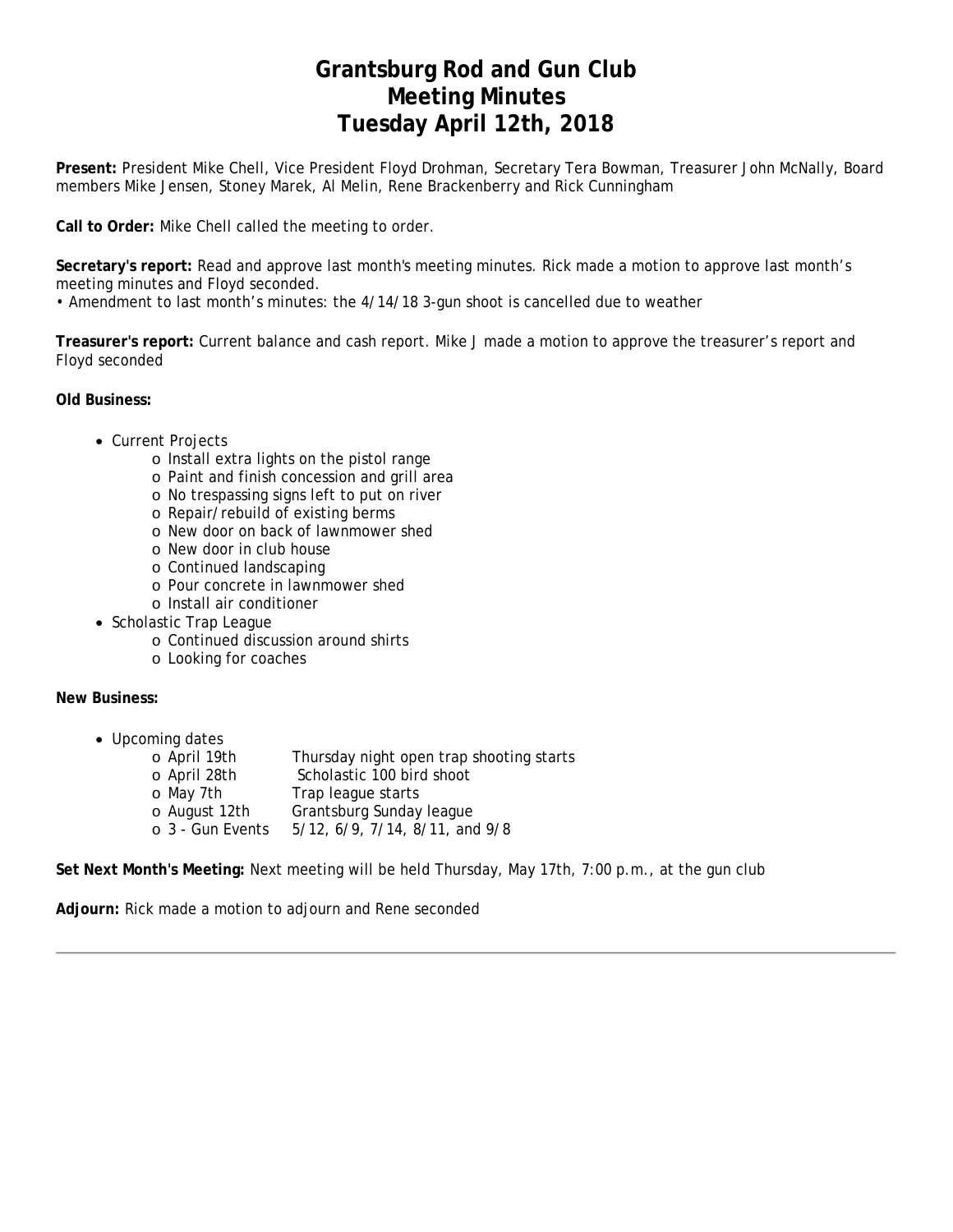# Grantsburg Rod and Gun Club
# Meeting Minutes
# Tuesday April 12th, 2018

**Present:** President Mike Chell, Vice President Floyd Drohman, Secretary Tera Bowman, Treasurer John McNally, Board members Mike Jensen, Stoney Marek, Al Melin, Rene Brackenberry and Rick Cunningham

**Call to Order:** Mike Chell called the meeting to order.

**Secretary's report:** Read and approve last month's meeting minutes. Rick made a motion to approve last month's meeting minutes and Floyd seconded.
• Amendment to last month's minutes: the 4/14/18 3-gun shoot is cancelled due to weather

**Treasurer's report:** Current balance and cash report. Mike J made a motion to approve the treasurer's report and Floyd seconded

**Old Business:**

- Current Projects
  - Install extra lights on the pistol range
  - Paint and finish concession and grill area
  - No trespassing signs left to put on river
  - Repair/rebuild of existing berms
  - New door on back of lawnmower shed
  - New door in club house
  - Continued landscaping
  - Pour concrete in lawnmower shed
  - Install air conditioner
- Scholastic Trap League
  - Continued discussion around shirts
  - Looking for coaches

**New Business:**

- Upcoming dates
  - April 19th — Thursday night open trap shooting starts
  - April 28th — Scholastic 100 bird shoot
  - May 7th — Trap league starts
  - August 12th — Grantsburg Sunday league
  - 3 - Gun Events — 5/12, 6/9, 7/14, 8/11, and 9/8

**Set Next Month's Meeting:** Next meeting will be held Thursday, May 17th, 7:00 p.m., at the gun club

**Adjourn:** Rick made a motion to adjourn and Rene seconded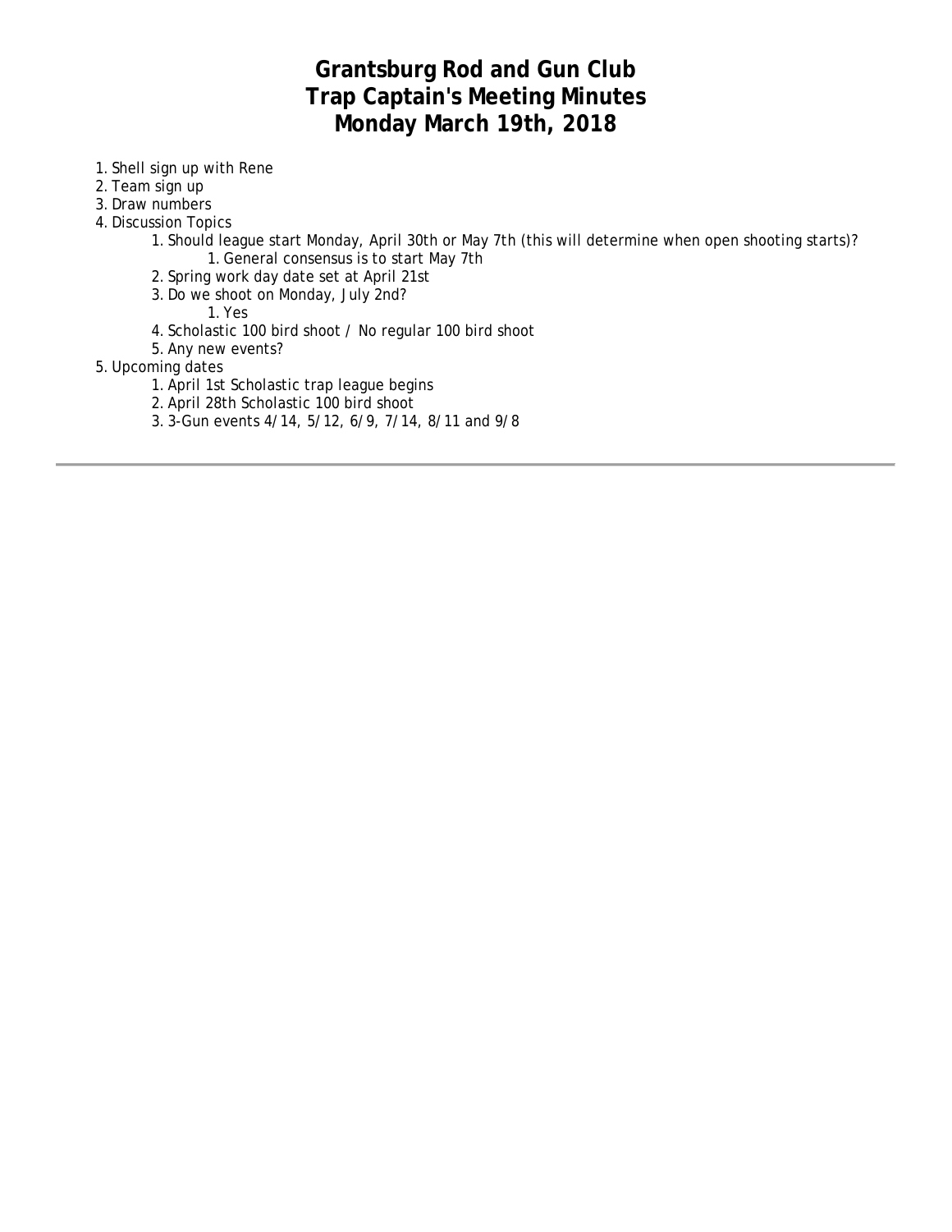# Grantsburg Rod and Gun Club
# Trap Captain's Meeting Minutes
# Monday March 19th, 2018

1. Shell sign up with Rene
2. Team sign up
3. Draw numbers
4. Discussion Topics
    1. Should league start Monday, April 30th or May 7th (this will determine when open shooting starts)?
        1. General consensus is to start May 7th
    2. Spring work day date set at April 21st
    3. Do we shoot on Monday, July 2nd?
        1. Yes
    4. Scholastic 100 bird shoot / No regular 100 bird shoot
    5. Any new events?
5. Upcoming dates
    1. April 1st Scholastic trap league begins
    2. April 28th Scholastic 100 bird shoot
    3. 3-Gun events 4/14, 5/12, 6/9, 7/14, 8/11 and 9/8

---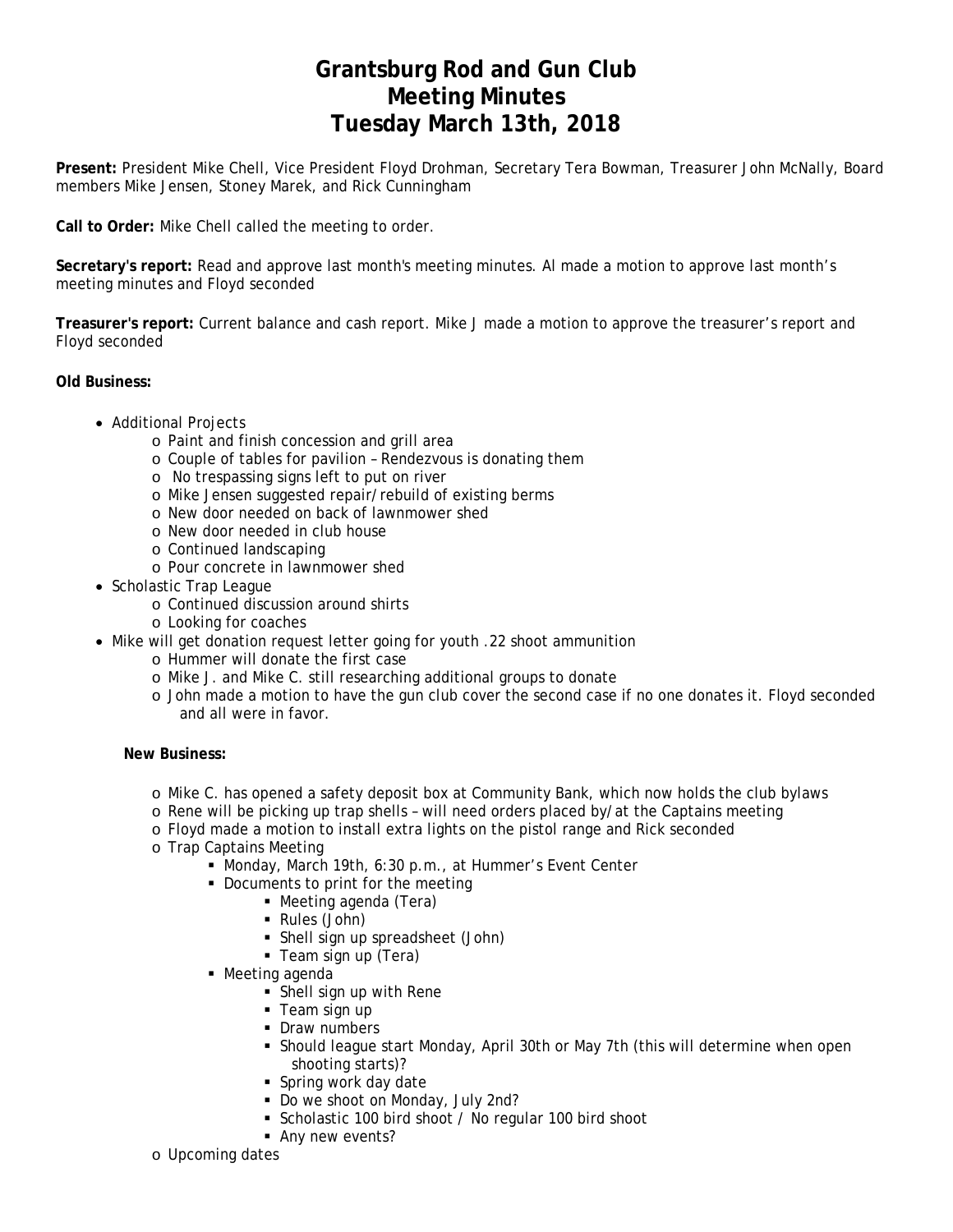# Grantsburg Rod and Gun Club
# Meeting Minutes
# Tuesday March 13th, 2018

**Present:** President Mike Chell, Vice President Floyd Drohman, Secretary Tera Bowman, Treasurer John McNally, Board members Mike Jensen, Stoney Marek, and Rick Cunningham

**Call to Order:** Mike Chell called the meeting to order.

**Secretary's report:** Read and approve last month's meeting minutes. Al made a motion to approve last month's meeting minutes and Floyd seconded

**Treasurer's report:** Current balance and cash report. Mike J made a motion to approve the treasurer's report and Floyd seconded

**Old Business:**

- Additional Projects
  - Paint and finish concession and grill area
  - Couple of tables for pavilion – Rendezvous is donating them
  - No trespassing signs left to put on river
  - Mike Jensen suggested repair/rebuild of existing berms
  - New door needed on back of lawnmower shed
  - New door needed in club house
  - Continued landscaping
  - Pour concrete in lawnmower shed
- Scholastic Trap League
  - Continued discussion around shirts
  - Looking for coaches
- Mike will get donation request letter going for youth .22 shoot ammunition
  - Hummer will donate the first case
  - Mike J. and Mike C. still researching additional groups to donate
  - John made a motion to have the gun club cover the second case if no one donates it. Floyd seconded and all were in favor.

**New Business:**

- Mike C. has opened a safety deposit box at Community Bank, which now holds the club bylaws
- Rene will be picking up trap shells – will need orders placed by/at the Captains meeting
- Floyd made a motion to install extra lights on the pistol range and Rick seconded
- Trap Captains Meeting
  - Monday, March 19th, 6:30 p.m., at Hummer's Event Center
  - Documents to print for the meeting
    - Meeting agenda (Tera)
    - Rules (John)
    - Shell sign up spreadsheet (John)
    - Team sign up (Tera)
  - Meeting agenda
    - Shell sign up with Rene
    - Team sign up
    - Draw numbers
    - Should league start Monday, April 30th or May 7th (this will determine when open shooting starts)?
    - Spring work day date
    - Do we shoot on Monday, July 2nd?
    - Scholastic 100 bird shoot / No regular 100 bird shoot
    - Any new events?
- Upcoming dates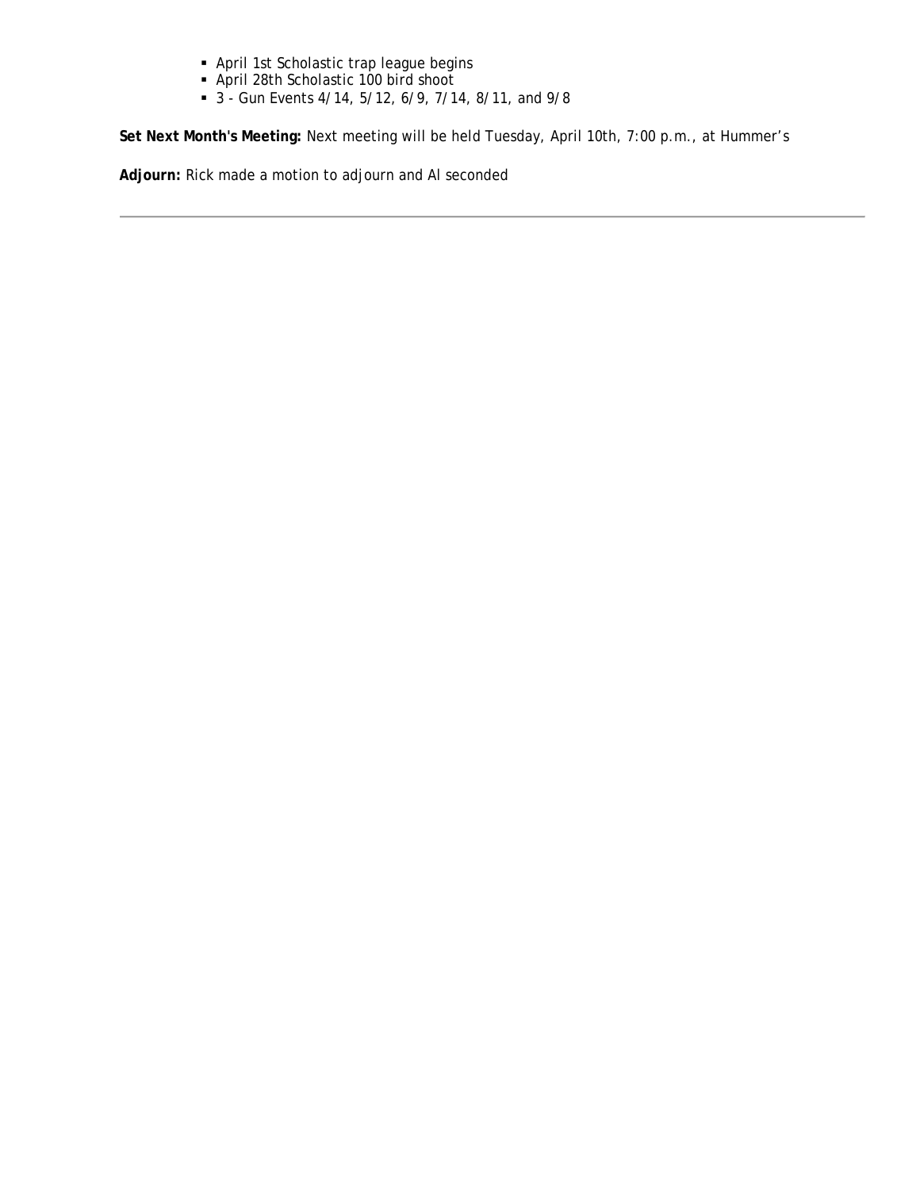- April 1st Scholastic trap league begins
- April 28th Scholastic 100 bird shoot
- 3 - Gun Events 4/14, 5/12, 6/9, 7/14, 8/11, and 9/8

**Set Next Month's Meeting:** Next meeting will be held Tuesday, April 10th, 7:00 p.m., at Hummer's

**Adjourn:** Rick made a motion to adjourn and Al seconded

---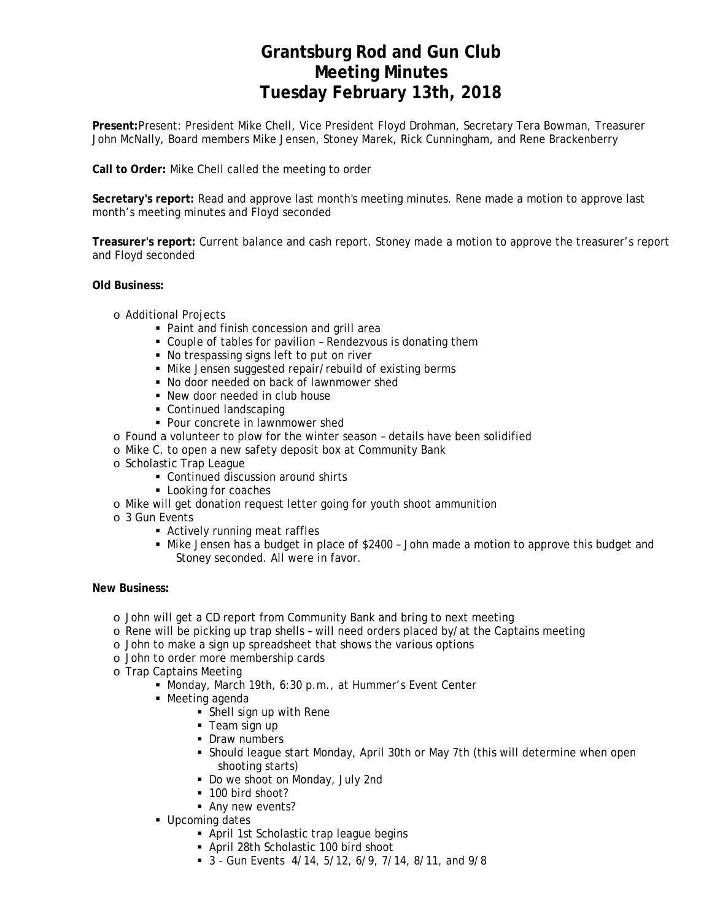# Grantsburg Rod and Gun Club
# Meeting Minutes
# Tuesday February 13th, 2018

**Present:**Present: President Mike Chell, Vice President Floyd Drohman, Secretary Tera Bowman, Treasurer John McNally, Board members Mike Jensen, Stoney Marek, Rick Cunningham, and Rene Brackenberry

**Call to Order:** Mike Chell called the meeting to order

**Secretary's report:** Read and approve last month's meeting minutes. Rene made a motion to approve last month's meeting minutes and Floyd seconded

**Treasurer's report:** Current balance and cash report. Stoney made a motion to approve the treasurer's report and Floyd seconded

**Old Business:**

- Additional Projects
  - Paint and finish concession and grill area
  - Couple of tables for pavilion – Rendezvous is donating them
  - No trespassing signs left to put on river
  - Mike Jensen suggested repair/rebuild of existing berms
  - No door needed on back of lawnmower shed
  - New door needed in club house
  - Continued landscaping
  - Pour concrete in lawnmower shed
- Found a volunteer to plow for the winter season – details have been solidified
- Mike C. to open a new safety deposit box at Community Bank
- Scholastic Trap League
  - Continued discussion around shirts
  - Looking for coaches
- Mike will get donation request letter going for youth shoot ammunition
- 3 Gun Events
  - Actively running meat raffles
  - Mike Jensen has a budget in place of $2400 – John made a motion to approve this budget and Stoney seconded. All were in favor.

**New Business:**

- John will get a CD report from Community Bank and bring to next meeting
- Rene will be picking up trap shells – will need orders placed by/at the Captains meeting
- John to make a sign up spreadsheet that shows the various options
- John to order more membership cards
- Trap Captains Meeting
  - Monday, March 19th, 6:30 p.m., at Hummer's Event Center
  - Meeting agenda
    - Shell sign up with Rene
    - Team sign up
    - Draw numbers
    - Should league start Monday, April 30th or May 7th (this will determine when open shooting starts)
    - Do we shoot on Monday, July 2nd
    - 100 bird shoot?
    - Any new events?
  - Upcoming dates
    - April 1st Scholastic trap league begins
    - April 28th Scholastic 100 bird shoot
    - 3 - Gun Events 4/14, 5/12, 6/9, 7/14, 8/11, and 9/8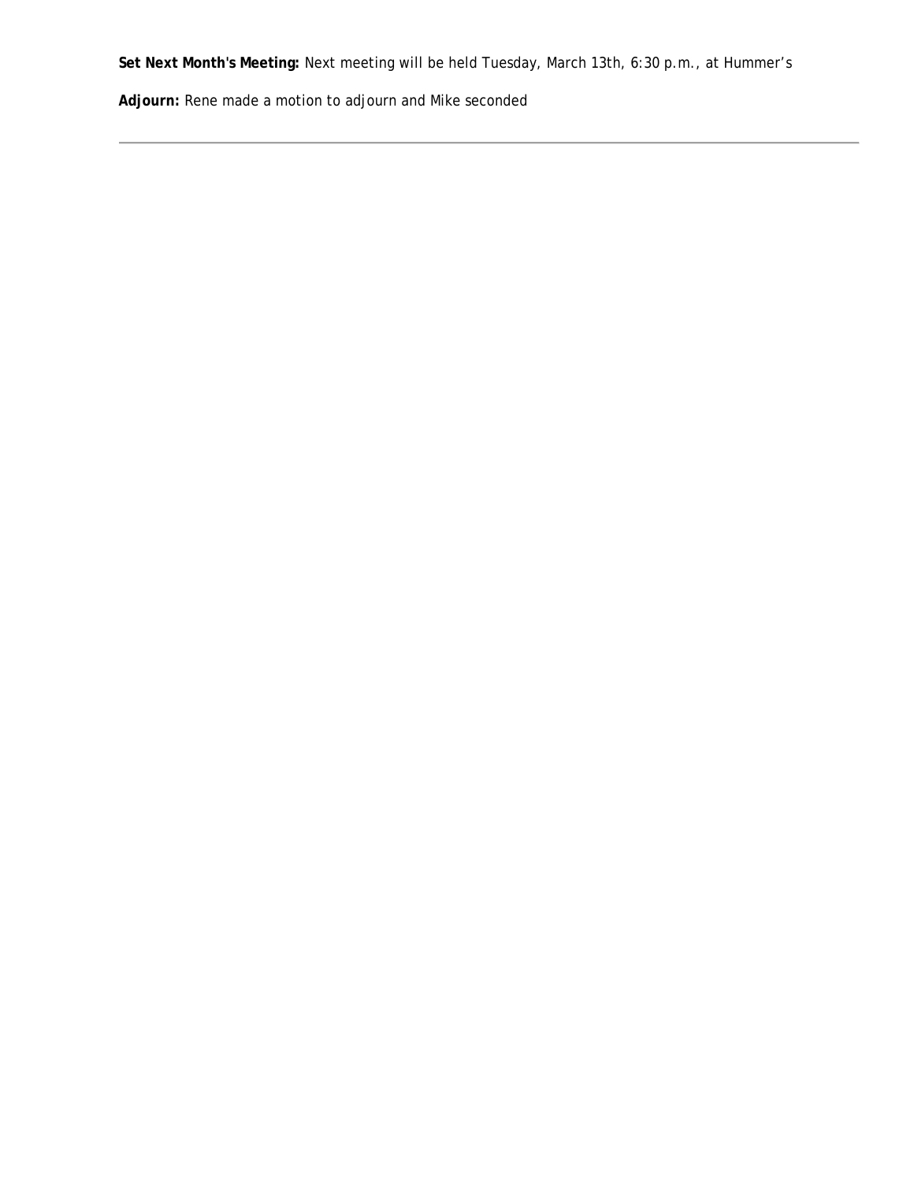**Set Next Month's Meeting:** Next meeting will be held Tuesday, March 13th, 6:30 p.m., at Hummer's

**Adjourn:** Rene made a motion to adjourn and Mike seconded

---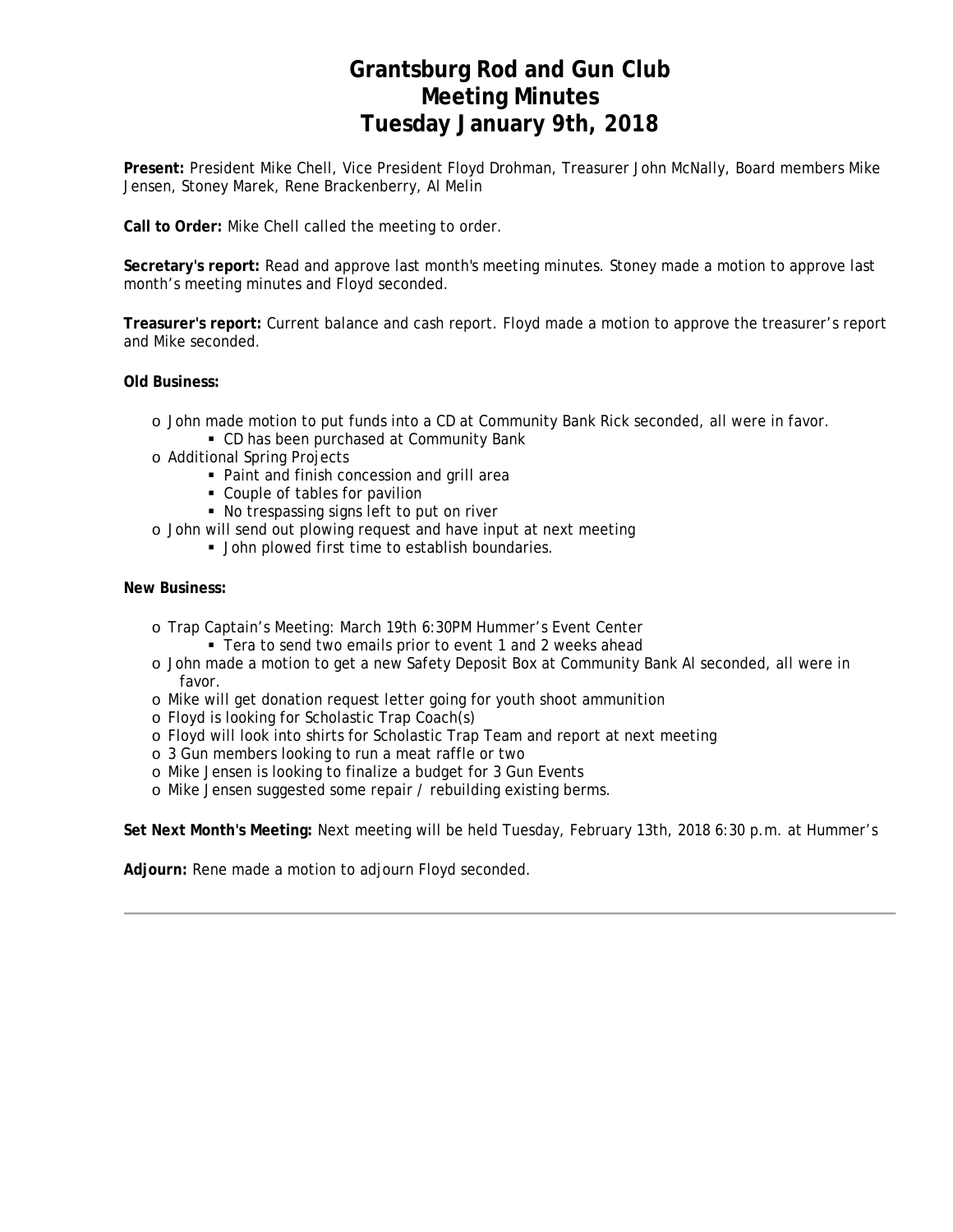# Grantsburg Rod and Gun Club
# Meeting Minutes
# Tuesday January 9th, 2018

**Present:** President Mike Chell, Vice President Floyd Drohman, Treasurer John McNally, Board members Mike Jensen, Stoney Marek, Rene Brackenberry, Al Melin

**Call to Order:** Mike Chell called the meeting to order.

**Secretary's report:** Read and approve last month's meeting minutes. Stoney made a motion to approve last month's meeting minutes and Floyd seconded.

**Treasurer's report:** Current balance and cash report. Floyd made a motion to approve the treasurer's report and Mike seconded.

**Old Business:**

- John made motion to put funds into a CD at Community Bank Rick seconded, all were in favor.
  - CD has been purchased at Community Bank
- Additional Spring Projects
  - Paint and finish concession and grill area
  - Couple of tables for pavilion
  - No trespassing signs left to put on river
- John will send out plowing request and have input at next meeting
  - John plowed first time to establish boundaries.

**New Business:**

- Trap Captain's Meeting: March 19th 6:30PM Hummer's Event Center
  - Tera to send two emails prior to event 1 and 2 weeks ahead
- John made a motion to get a new Safety Deposit Box at Community Bank Al seconded, all were in favor.
- Mike will get donation request letter going for youth shoot ammunition
- Floyd is looking for Scholastic Trap Coach(s)
- Floyd will look into shirts for Scholastic Trap Team and report at next meeting
- 3 Gun members looking to run a meat raffle or two
- Mike Jensen is looking to finalize a budget for 3 Gun Events
- Mike Jensen suggested some repair / rebuilding existing berms.

**Set Next Month's Meeting:** Next meeting will be held Tuesday, February 13th, 2018 6:30 p.m. at Hummer's

**Adjourn:** Rene made a motion to adjourn Floyd seconded.

---